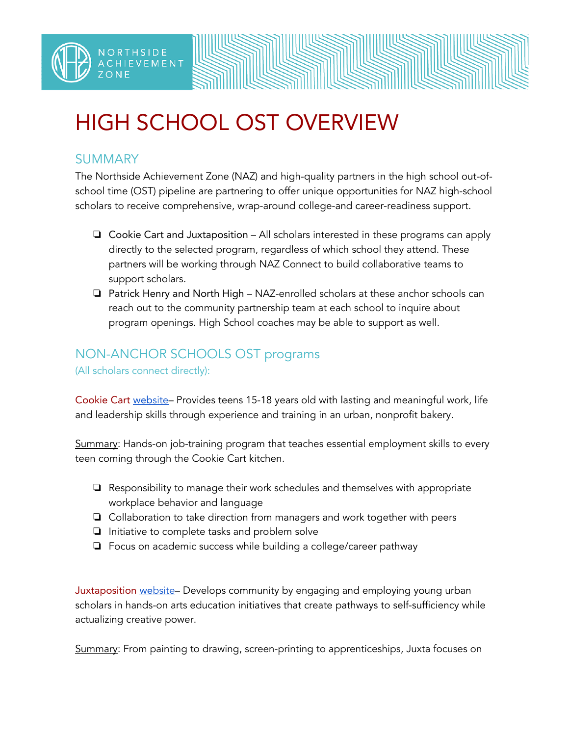NORTHSIDE ACHIEVEMENT ZONE

# HIGH SCHOOL OST OVERVIEW

## SUMMARY

The Northside Achievement Zone (NAZ) and high-quality partners in the high school out-of-school time (OST) pipeline are partnering to offer unique opportunities for NAZ high-school scholars to receive comprehensive, wrap-around college-and career-readiness support.

- Cookie Cart and Juxtaposition – All scholars interested in these programs can apply directly to the selected program, regardless of which school they attend. These partners will be working through NAZ Connect to build collaborative teams to support scholars.
- Patrick Henry and North High – NAZ-enrolled scholars at these anchor schools can reach out to the community partnership team at each school to inquire about program openings. High School coaches may be able to support as well.

## NON-ANCHOR SCHOOLS OST programs

(All scholars connect directly):

Cookie Cart website– Provides teens 15-18 years old with lasting and meaningful work, life and leadership skills through experience and training in an urban, nonprofit bakery.

Summary: Hands-on job-training program that teaches essential employment skills to every teen coming through the Cookie Cart kitchen.

- Responsibility to manage their work schedules and themselves with appropriate workplace behavior and language
- Collaboration to take direction from managers and work together with peers
- Initiative to complete tasks and problem solve
- Focus on academic success while building a college/career pathway

Juxtaposition website– Develops community by engaging and employing young urban scholars in hands-on arts education initiatives that create pathways to self-sufficiency while actualizing creative power.

Summary: From painting to drawing, screen-printing to apprenticeships, Juxta focuses on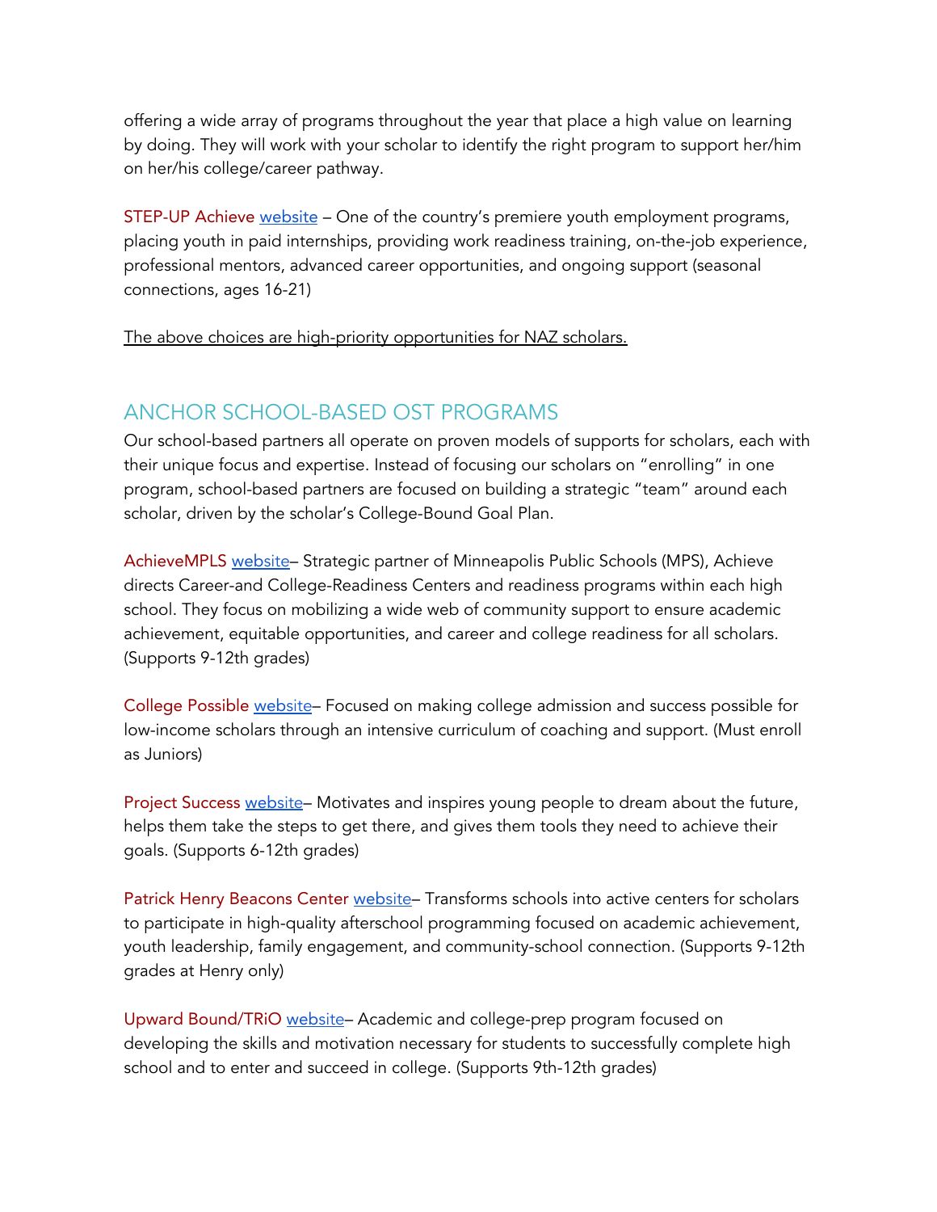offering a wide array of programs throughout the year that place a high value on learning by doing. They will work with your scholar to identify the right program to support her/him on her/his college/career pathway.

STEP-UP Achieve website – One of the country's premiere youth employment programs, placing youth in paid internships, providing work readiness training, on-the-job experience, professional mentors, advanced career opportunities, and ongoing support (seasonal connections, ages 16-21)

<u>The above choices are high-priority opportunities for NAZ scholars.</u>

## ANCHOR SCHOOL-BASED OST PROGRAMS

Our school-based partners all operate on proven models of supports for scholars, each with their unique focus and expertise. Instead of focusing our scholars on "enrolling" in one program, school-based partners are focused on building a strategic "team" around each scholar, driven by the scholar's College-Bound Goal Plan.

AchieveMPLS website– Strategic partner of Minneapolis Public Schools (MPS), Achieve directs Career-and College-Readiness Centers and readiness programs within each high school. They focus on mobilizing a wide web of community support to ensure academic achievement, equitable opportunities, and career and college readiness for all scholars. (Supports 9-12th grades)

College Possible website– Focused on making college admission and success possible for low-income scholars through an intensive curriculum of coaching and support. (Must enroll as Juniors)

Project Success website– Motivates and inspires young people to dream about the future, helps them take the steps to get there, and gives them tools they need to achieve their goals. (Supports 6-12th grades)

Patrick Henry Beacons Center website– Transforms schools into active centers for scholars to participate in high-quality afterschool programming focused on academic achievement, youth leadership, family engagement, and community-school connection. (Supports 9-12th grades at Henry only)

Upward Bound/TRiO website– Academic and college-prep program focused on developing the skills and motivation necessary for students to successfully complete high school and to enter and succeed in college. (Supports 9th-12th grades)